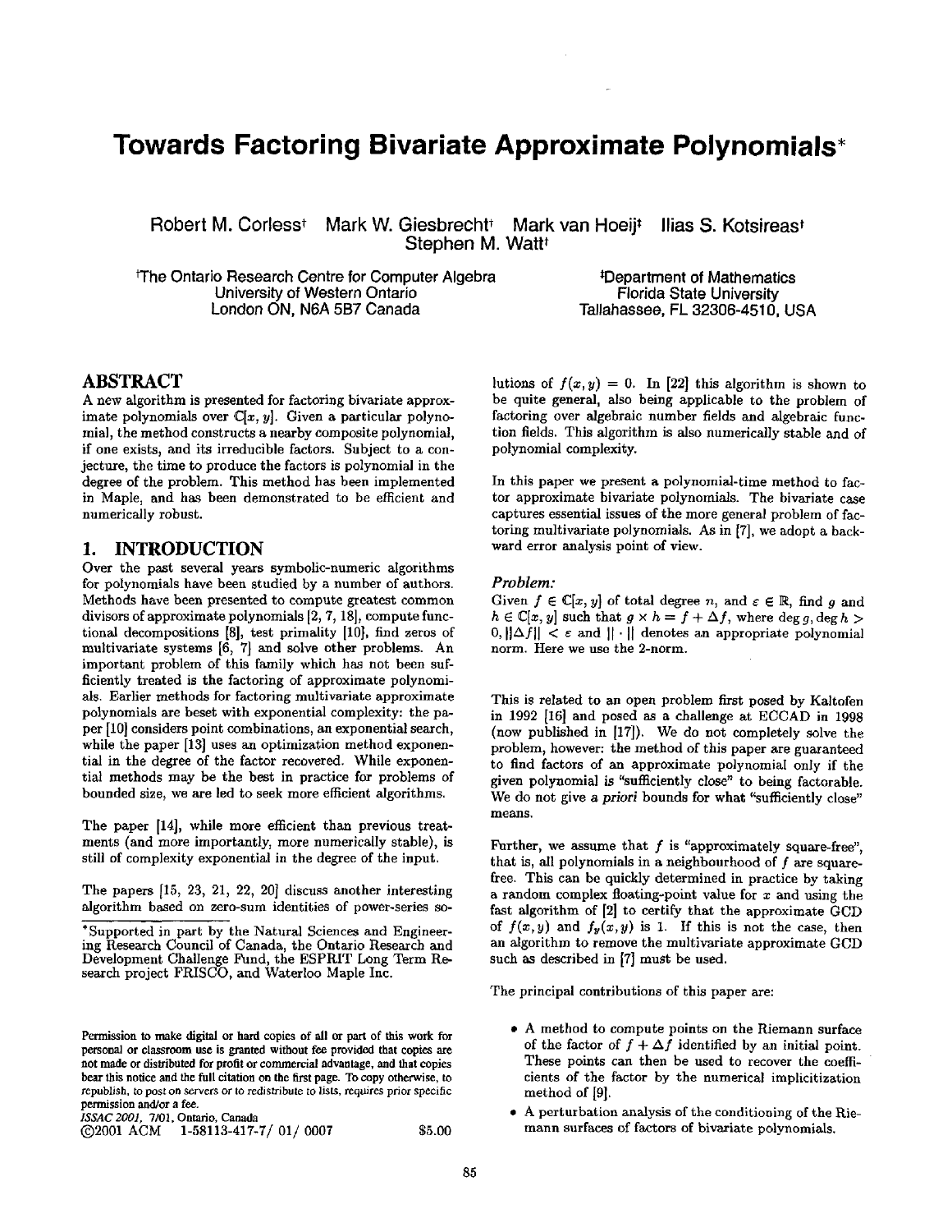# Towards Factoring Bivariate Approximate Polynomials*

Robert M. Corless† Mark W. Giesbrecht† Mark van Hoeij‡ Ilias S. Kotsireas† Stephen M. Watt†

†The Ontario Research Centre for Computer Algebra
University of Western Ontario
London ON, N6A 5B7 Canada

‡Department of Mathematics
Florida State University
Tallahassee, FL 32306-4510, USA

## ABSTRACT

A new algorithm is presented for factoring bivariate approximate polynomials over $\mathbb{C}[x, y]$. Given a particular polynomial, the method constructs a nearby composite polynomial, if one exists, and its irreducible factors. Subject to a conjecture, the time to produce the factors is polynomial in the degree of the problem. This method has been implemented in Maple, and has been demonstrated to be efficient and numerically robust.

## 1. INTRODUCTION

Over the past several years symbolic-numeric algorithms for polynomials have been studied by a number of authors. Methods have been presented to compute greatest common divisors of approximate polynomials [2, 7, 18], compute functional decompositions [8], test primality [10], find zeros of multivariate systems [6, 7] and solve other problems. An important problem of this family which has not been sufficiently treated is the factoring of approximate polynomials. Earlier methods for factoring multivariate approximate polynomials are beset with exponential complexity: the paper [10] considers point combinations, an exponential search, while the paper [13] uses an optimization method exponential in the degree of the factor recovered. While exponential methods may be the best in practice for problems of bounded size, we are led to seek more efficient algorithms.

The paper [14], while more efficient than previous treatments (and more importantly, more numerically stable), is still of complexity exponential in the degree of the input.

The papers [15, 23, 21, 22, 20] discuss another interesting algorithm based on zero-sum identities of power-series solutions of $f(x, y) = 0$. In [22] this algorithm is shown to be quite general, also being applicable to the problem of factoring over algebraic number fields and algebraic function fields. This algorithm is also numerically stable and of polynomial complexity.

In this paper we present a polynomial-time method to factor approximate bivariate polynomials. The bivariate case captures essential issues of the more general problem of factoring multivariate polynomials. As in [7], we adopt a backward error analysis point of view.

### *Problem:*

Given $f \in \mathbb{C}[x, y]$ of total degree $n$, and $\varepsilon \in \mathbb{R}$, find $g$ and $h \in \mathbb{C}[x, y]$ such that $g \times h = f + \Delta f$, where $\deg g, \deg h > 0$, $\|\Delta f\| < \varepsilon$ and $\|\cdot\|$ denotes an appropriate polynomial norm. Here we use the 2-norm.

This is related to an open problem first posed by Kaltofen in 1992 [16] and posed as a challenge at ECCAD in 1998 (now published in [17]). We do not completely solve the problem, however: the method of this paper are guaranteed to find factors of an approximate polynomial only if the given polynomial is "sufficiently close" to being factorable. We do not give *a priori* bounds for what "sufficiently close" means.

Further, we assume that $f$ is "approximately square-free", that is, all polynomials in a neighbourhood of $f$ are square-free. This can be quickly determined in practice by taking a random complex floating-point value for $x$ and using the fast algorithm of [2] to certify that the approximate GCD of $f(x, y)$ and $f_y(x, y)$ is 1. If this is not the case, then an algorithm to remove the multivariate approximate GCD such as described in [7] must be used.

The principal contributions of this paper are:

- A method to compute points on the Riemann surface of the factor of $f + \Delta f$ identified by an initial point. These points can then be used to recover the coefficients of the factor by the numerical implicitization method of [9].
- A perturbation analysis of the conditioning of the Riemann surfaces of factors of bivariate polynomials.

*Supported in part by the Natural Sciences and Engineering Research Council of Canada, the Ontario Research and Development Challenge Fund, the ESPRIT Long Term Research project FRISCO, and Waterloo Maple Inc.

Permission to make digital or hard copies of all or part of this work for personal or classroom use is granted without fee provided that copies are not made or distributed for profit or commercial advantage, and that copies bear this notice and the full citation on the first page. To copy otherwise, to republish, to post on servers or to redistribute to lists, requires prior specific permission and/or a fee.
*ISSAC 2001*, 7/01, Ontario, Canada
©2001 ACM 1-58113-417-7/ 01/ 0007 $5.00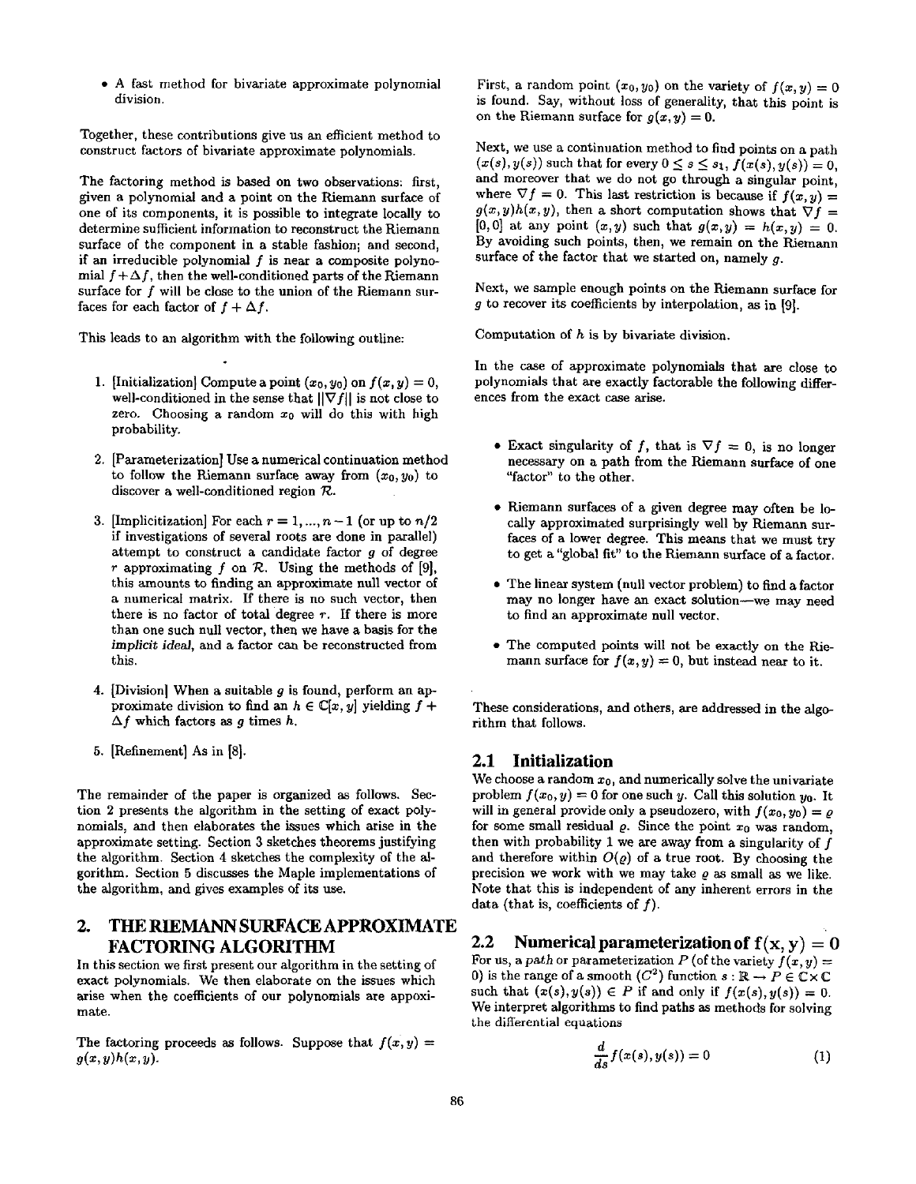- A fast method for bivariate approximate polynomial division.

Together, these contributions give us an efficient method to construct factors of bivariate approximate polynomials.

The factoring method is based on two observations: first, given a polynomial and a point on the Riemann surface of one of its components, it is possible to integrate locally to determine sufficient information to reconstruct the Riemann surface of the component in a stable fashion; and second, if an irreducible polynomial $f$ is near a composite polynomial $f + \Delta f$, then the well-conditioned parts of the Riemann surface for $f$ will be close to the union of the Riemann surfaces for each factor of $f + \Delta f$.

This leads to an algorithm with the following outline:

1. [Initialization] Compute a point $(x_0, y_0)$ on $f(x, y) = 0$, well-conditioned in the sense that $\|\nabla f\|$ is not close to zero. Choosing a random $x_0$ will do this with high probability.
2. [Parameterization] Use a numerical continuation method to follow the Riemann surface away from $(x_0, y_0)$ to discover a well-conditioned region $\mathcal{R}$.
3. [Implicitization] For each $r = 1, ..., n-1$ (or up to $n/2$ if investigations of several roots are done in parallel) attempt to construct a candidate factor $g$ of degree $r$ approximating $f$ on $\mathcal{R}$. Using the methods of [9], this amounts to finding an approximate null vector of a numerical matrix. If there is no such vector, then there is no factor of total degree $r$. If there is more than one such null vector, then we have a basis for the *implicit ideal*, and a factor can be reconstructed from this.
4. [Division] When a suitable $g$ is found, perform an approximate division to find an $h \in \mathbb{C}[x, y]$ yielding $f + \Delta f$ which factors as $g$ times $h$.
5. [Refinement] As in [8].

The remainder of the paper is organized as follows. Section 2 presents the algorithm in the setting of exact polynomials, and then elaborates the issues which arise in the approximate setting. Section 3 sketches theorems justifying the algorithm. Section 4 sketches the complexity of the algorithm. Section 5 discusses the Maple implementations of the algorithm, and gives examples of its use.

## 2. THE RIEMANN SURFACE APPROXIMATE FACTORING ALGORITHM

In this section we first present our algorithm in the setting of exact polynomials. We then elaborate on the issues which arise when the coefficients of our polynomials are appoximate.

The factoring proceeds as follows. Suppose that $f(x, y) = g(x, y)h(x, y)$.

First, a random point $(x_0, y_0)$ on the variety of $f(x, y) = 0$ is found. Say, without loss of generality, that this point is on the Riemann surface for $g(x, y) = 0$.

Next, we use a continuation method to find points on a path $(x(s), y(s))$ such that for every $0 \le s \le s_1$, $f(x(s), y(s)) = 0$, and moreover that we do not go through a singular point, where $\nabla f = 0$. This last restriction is because if $f(x, y) = g(x, y)h(x, y)$, then a short computation shows that $\nabla f = [0, 0]$ at any point $(x, y)$ such that $g(x, y) = h(x, y) = 0$. By avoiding such points, then, we remain on the Riemann surface of the factor that we started on, namely $g$.

Next, we sample enough points on the Riemann surface for $g$ to recover its coefficients by interpolation, as in [9].

Computation of $h$ is by bivariate division.

In the case of approximate polynomials that are close to polynomials that are exactly factorable the following differences from the exact case arise.

- Exact singularity of $f$, that is $\nabla f = 0$, is no longer necessary on a path from the Riemann surface of one "factor" to the other.
- Riemann surfaces of a given degree may often be locally approximated surprisingly well by Riemann surfaces of a lower degree. This means that we must try to get a "global fit" to the Riemann surface of a factor.
- The linear system (null vector problem) to find a factor may no longer have an exact solution—we may need to find an approximate null vector.
- The computed points will not be exactly on the Riemann surface for $f(x, y) = 0$, but instead near to it.

These considerations, and others, are addressed in the algorithm that follows.

### 2.1 Initialization

We choose a random $x_0$, and numerically solve the univariate problem $f(x_0, y) = 0$ for one such $y$. Call this solution $y_0$. It will in general provide only a pseudozero, with $f(x_0, y_0) = \varrho$ for some small residual $\varrho$. Since the point $x_0$ was random, then with probability 1 we are away from a singularity of $f$ and therefore within $O(\varrho)$ of a true root. By choosing the precision we work with we may take $\varrho$ as small as we like. Note that this is independent of any inherent errors in the data (that is, coefficients of $f$).

### 2.2 Numerical parameterization of $f(x, y) = 0$

For us, a *path* or parameterization $P$ (of the variety $f(x, y) = 0$) is the range of a smooth ($C^2$) function $s : \mathbb{R} \to P \in \mathbb{C} \times \mathbb{C}$ such that $(x(s), y(s)) \in P$ if and only if $f(x(s), y(s)) = 0$. We interpret algorithms to find paths as methods for solving the differential equations

$$\frac{d}{ds} f(x(s), y(s)) = 0 \tag{1}$$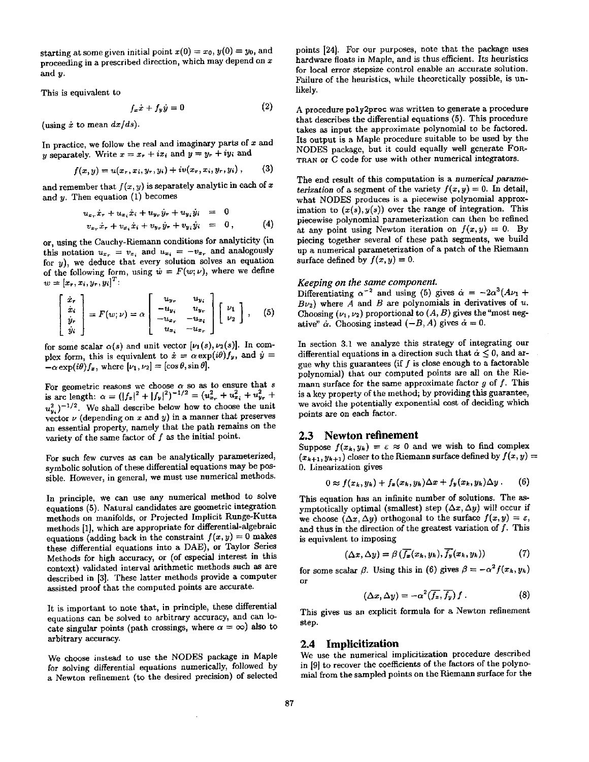starting at some given initial point $x(0) = x_0$, $y(0) = y_0$, and proceeding in a prescribed direction, which may depend on $x$ and $y$.

This is equivalent to

$$f_x \dot{x} + f_y \dot{y} = 0 \tag{2}$$

(using $\dot{x}$ to mean $dx/ds$).

In practice, we follow the real and imaginary parts of $x$ and $y$ separately. Write $x = x_r + ix_i$ and $y = y_r + iy_i$ and

$$f(x,y) = u(x_r, x_i, y_r, y_i) + iv(x_r, x_i, y_r, y_i) , \tag{3}$$

and remember that $f(x,y)$ is separately analytic in each of $x$ and $y$. Then equation (1) becomes

$$\begin{aligned} u_{x_r}\dot{x}_r + u_{x_i}\dot{x}_i + u_{y_r}\dot{y}_r + u_{y_i}\dot{y}_i &= 0 \\ v_{x_r}\dot{x}_r + v_{x_i}\dot{x}_i + v_{y_r}\dot{y}_r + v_{y_i}\dot{y}_i &= 0 , \end{aligned} \tag{4}$$

or, using the Cauchy-Riemann conditions for analyticity (in this notation $u_{x_r} = v_{x_i}$ and $u_{x_i} = -v_{x_r}$ and analogously for $y$), we deduce that every solution solves an equation of the following form, using $\dot{w} = F(w;\nu)$, where we define $w = [x_r, x_i, y_r, y_i]^T$:

$$\begin{bmatrix} \dot{x}_r \\ \dot{x}_i \\ \dot{y}_r \\ \dot{y}_i \end{bmatrix} = F(w;\nu) = \alpha \begin{bmatrix} u_{y_r} & u_{y_i} \\ -u_{y_i} & u_{y_r} \\ -u_{x_r} & -u_{x_i} \\ u_{x_i} & -u_{x_r} \end{bmatrix} \begin{bmatrix} \nu_1 \\ \nu_2 \end{bmatrix} , \tag{5}$$

for some scalar $\alpha(s)$ and unit vector $[\nu_1(s), \nu_2(s)]$. In complex form, this is equivalent to $\dot{x} = \alpha \exp(i\theta) f_y$, and $\dot{y} = -\alpha \exp(i\theta) f_x$, where $[\nu_1, \nu_2] = [\cos\theta, \sin\theta]$.

For geometric reasons we choose $\alpha$ so as to ensure that $s$ is arc length: $\alpha = (|f_x|^2 + |f_y|^2)^{-1/2} = (u_{x_r}^2 + u_{x_i}^2 + u_{y_r}^2 + u_{y_i}^2)^{-1/2}$. We shall describe below how to choose the unit vector $\nu$ (depending on $x$ and $y$) in a manner that preserves an essential property, namely that the path remains on the variety of the same factor of $f$ as the initial point.

For such few curves as can be analytically parameterized, symbolic solution of these differential equations may be possible. However, in general, we must use numerical methods.

In principle, we can use any numerical method to solve equations (5). Natural candidates are geometric integration methods on manifolds, or Projected Implicit Runge-Kutta methods [1], which are appropriate for differential-algebraic equations (adding back in the constraint $f(x,y) = 0$ makes these differential equations into a DAE), or Taylor Series Methods for high accuracy, or (of especial interest in this context) validated interval arithmetic methods such as are described in [3]. These latter methods provide a computer assisted proof that the computed points are accurate.

It is important to note that, in principle, these differential equations can be solved to arbitrary accuracy, and can locate singular points (path crossings, where $\alpha = \infty$) also to arbitrary accuracy.

We choose instead to use the NODES package in Maple for solving differential equations numerically, followed by a Newton refinement (to the desired precision) of selected points [24]. For our purposes, note that the package uses hardware floats in Maple, and is thus efficient. Its heuristics for local error stepsize control enable an accurate solution. Failure of the heuristics, while theoretically possible, is unlikely.

A procedure poly2proc was written to generate a procedure that describes the differential equations (5). This procedure takes as input the approximate polynomial to be factored. Its output is a Maple procedure suitable to be used by the NODES package, but it could equally well generate FORTRAN or C code for use with other numerical integrators.

The end result of this computation is a *numerical parameterization* of a segment of the variety $f(x,y) = 0$. In detail, what NODES produces is a piecewise polynomial approximation to $(x(s), y(s))$ over the range of integration. This piecewise polynomial parameterization can then be refined at any point using Newton iteration on $f(x,y) = 0$. By piecing together several of these path segments, we build up a numerical parameterization of a patch of the Riemann surface defined by $f(x,y) = 0$.

### *Keeping on the same component.*

Differentiating $\alpha^{-2}$ and using (5) gives $\dot{\alpha} = -2\alpha^3(A\nu_1 + B\nu_2)$ where $A$ and $B$ are polynomials in derivatives of $u$. Choosing $(\nu_1, \nu_2)$ proportional to $(A, B)$ gives the "most negative" $\dot{\alpha}$. Choosing instead $(-B, A)$ gives $\dot{\alpha} = 0$.

In section 3.1 we analyze this strategy of integrating our differential equations in a direction such that $\dot{\alpha} \le 0$, and argue why this guarantees (if $f$ is close enough to a factorable polynomial) that our computed points are all on the Riemann surface for the same approximate factor $g$ of $f$. This is a key property of the method; by providing this guarantee, we avoid the potentially exponential cost of deciding which points are on each factor.

## 2.3 Newton refinement

Suppose $f(x_k, y_k) = \varepsilon \approx 0$ and we wish to find complex $(x_{k+1}, y_{k+1})$ closer to the Riemann surface defined by $f(x,y) = 0$. Linearization gives

$$0 \approx f(x_k, y_k) + f_x(x_k, y_k)\Delta x + f_y(x_k, y_k)\Delta y . \tag{6}$$

This equation has an infinite number of solutions. The asymptotically optimal (smallest) step $(\Delta x, \Delta y)$ will occur if we choose $(\Delta x, \Delta y)$ orthogonal to the surface $f(x,y) = \varepsilon$, and thus in the direction of the greatest variation of $f$. This is equivalent to imposing

$$(\Delta x, \Delta y) = \beta\left(\overline{f_x}(x_k, y_k), \overline{f_y}(x_k, y_k)\right) \tag{7}$$

for some scalar $\beta$. Using this in (6) gives $\beta = -\alpha^2 f(x_k, y_k)$ or

$$(\Delta x, \Delta y) = -\alpha^2 (\overline{f_x}, \overline{f_y}) f . \tag{8}$$

This gives us an explicit formula for a Newton refinement step.

## 2.4 Implicitization

We use the numerical implicitization procedure described in [9] to recover the coefficients of the factors of the polynomial from the sampled points on the Riemann surface for the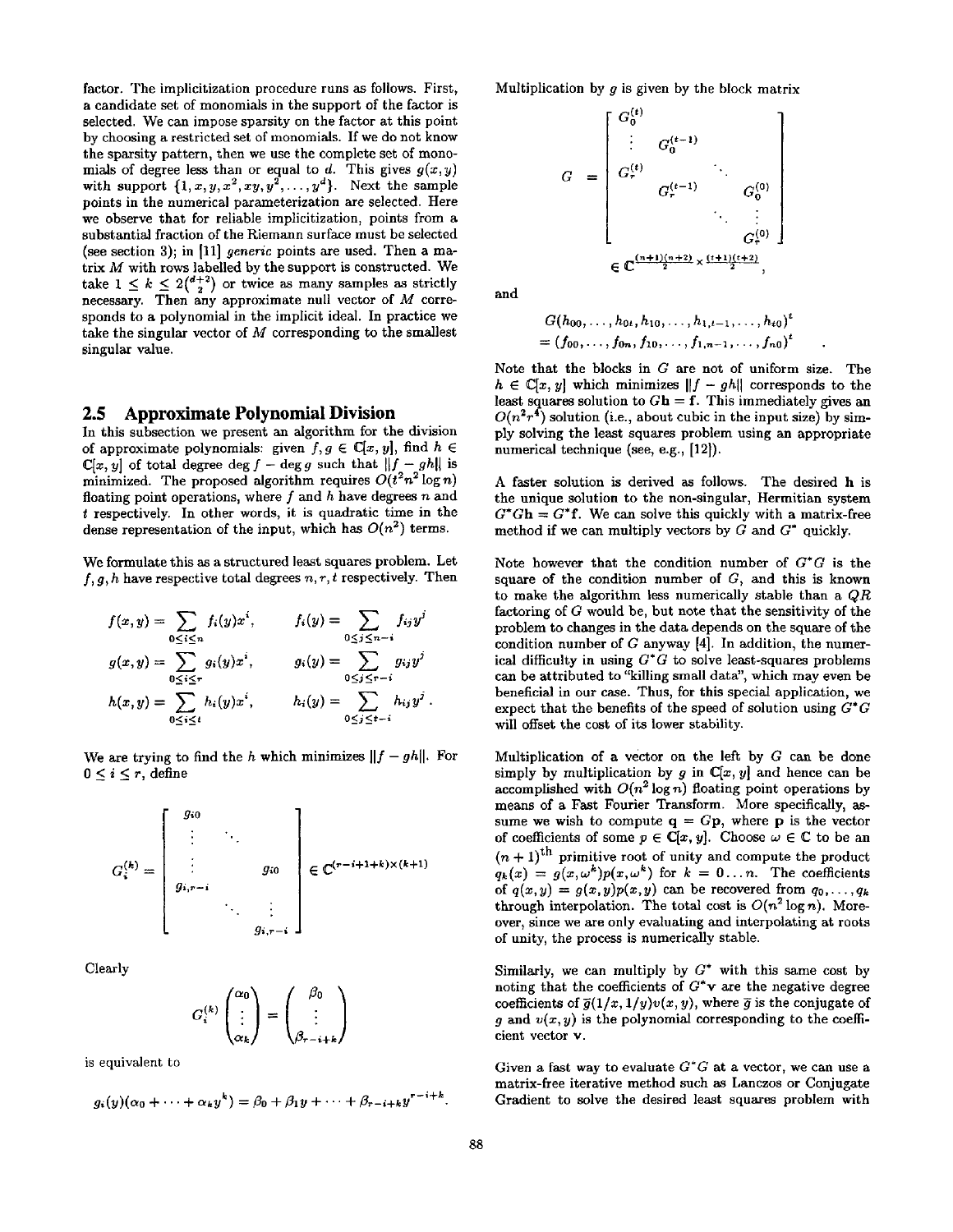factor. The implicitization procedure runs as follows. First, a candidate set of monomials in the support of the factor is selected. We can impose sparsity on the factor at this point by choosing a restricted set of monomials. If we do not know the sparsity pattern, then we use the complete set of monomials of degree less than or equal to $d$. This gives $g(x, y)$ with support $\{1, x, y, x^2, xy, y^2, \ldots, y^d\}$. Next the sample points in the numerical parameterization are selected. Here we observe that for reliable implicitization, points from a substantial fraction of the Riemann surface must be selected (see section 3); in [11] *generic* points are used. Then a matrix $M$ with rows labelled by the support is constructed. We take $1 \le k \le 2\binom{d+2}{2}$ or twice as many samples as strictly necessary. Then any approximate null vector of $M$ corresponds to a polynomial in the implicit ideal. In practice we take the singular vector of $M$ corresponding to the smallest singular value.

## 2.5 Approximate Polynomial Division

In this subsection we present an algorithm for the division of approximate polynomials: given $f, g \in \mathbb{C}[x, y]$, find $h \in \mathbb{C}[x, y]$ of total degree $\deg f - \deg g$ such that $\|f - gh\|$ is minimized. The proposed algorithm requires $O(t^2 n^2 \log n)$ floating point operations, where $f$ and $h$ have degrees $n$ and $t$ respectively. In other words, it is quadratic time in the dense representation of the input, which has $O(n^2)$ terms.

We formulate this as a structured least squares problem. Let $f, g, h$ have respective total degrees $n, r, t$ respectively. Then

$$f(x,y) = \sum_{0 \le i \le n} f_i(y) x^i, \qquad f_i(y) = \sum_{0 \le j \le n-i} f_{ij} y^j$$

$$g(x,y) = \sum_{0 \le i \le r} g_i(y) x^i, \qquad g_i(y) = \sum_{0 \le j \le r-i} g_{ij} y^j$$

$$h(x,y) = \sum_{0 \le i \le t} h_i(y) x^i, \qquad h_i(y) = \sum_{0 \le j \le t-i} h_{ij} y^j .$$

We are trying to find the $h$ which minimizes $\|f - gh\|$. For $0 \le i \le r$, define

$$G_i^{(k)} = \begin{bmatrix} g_{i0} & & \\ \vdots & \ddots & \\ \vdots & & g_{i0} \\ g_{i,r-i} & & \vdots \\ & \ddots & \vdots \\ & & g_{i,r-i} \end{bmatrix} \in \mathbb{C}^{(r-i+1+k)\times(k+1)}$$

Clearly

$$G_i^{(k)} \begin{pmatrix} \alpha_0 \\ \vdots \\ \alpha_k \end{pmatrix} = \begin{pmatrix} \beta_0 \\ \vdots \\ \beta_{r-i+k} \end{pmatrix}$$

is equivalent to

$$g_i(y)(\alpha_0 + \cdots + \alpha_k y^k) = \beta_0 + \beta_1 y + \cdots + \beta_{r-i+k} y^{r-i+k}.$$

Multiplication by $g$ is given by the block matrix

$$G = \begin{bmatrix} G_0^{(t)} & & & \\ \vdots & G_0^{(t-1)} & & \\ G_r^{(t)} & & \ddots & \\ & G_r^{(t-1)} & & G_0^{(0)} \\ & & \ddots & \vdots \\ & & & G_r^{(0)} \end{bmatrix} \in \mathbb{C}^{\frac{(n+1)(n+2)}{2} \times \frac{(t+1)(t+2)}{2}},$$

and

$$G(h_{00}, \ldots, h_{0t}, h_{10}, \ldots, h_{1,t-1}, \ldots, h_{t0})^t = (f_{00}, \ldots, f_{0n}, f_{10}, \ldots, f_{1,n-1}, \ldots, f_{n0})^t .$$

Note that the blocks in $G$ are not of uniform size. The $h \in \mathbb{C}[x, y]$ which minimizes $\|f - gh\|$ corresponds to the least squares solution to $G\mathbf{h} = \mathbf{f}$. This immediately gives an $O(n^2 r^4)$ solution (i.e., about cubic in the input size) by simply solving the least squares problem using an appropriate numerical technique (see, e.g., [12]).

A faster solution is derived as follows. The desired $\mathbf{h}$ is the unique solution to the non-singular, Hermitian system $G^*G\mathbf{h} = G^*\mathbf{f}$. We can solve this quickly with a matrix-free method if we can multiply vectors by $G$ and $G^*$ quickly.

Note however that the condition number of $G^*G$ is the square of the condition number of $G$, and this is known to make the algorithm less numerically stable than a $QR$ factoring of $G$ would be, but note that the sensitivity of the problem to changes in the data depends on the square of the condition number of $G$ anyway [4]. In addition, the numerical difficulty in using $G^*G$ to solve least-squares problems can be attributed to "killing small data", which may even be beneficial in our case. Thus, for this special application, we expect that the benefits of the speed of solution using $G^*G$ will offset the cost of its lower stability.

Multiplication of a vector on the left by $G$ can be done simply by multiplication by $g$ in $\mathbb{C}[x, y]$ and hence can be accomplished with $O(n^2 \log n)$ floating point operations by means of a Fast Fourier Transform. More specifically, assume we wish to compute $\mathbf{q} = G\mathbf{p}$, where $\mathbf{p}$ is the vector of coefficients of some $p \in \mathbb{C}[x, y]$. Choose $\omega \in \mathbb{C}$ to be an $(n+1)^{\text{th}}$ primitive root of unity and compute the product $q_k(x) = g(x, \omega^k)p(x, \omega^k)$ for $k = 0 \ldots n$. The coefficients of $q(x, y) = g(x, y)p(x, y)$ can be recovered from $q_0, \ldots, q_k$ through interpolation. The total cost is $O(n^2 \log n)$. Moreover, since we are only evaluating and interpolating at roots of unity, the process is numerically stable.

Similarly, we can multiply by $G^*$ with this same cost by noting that the coefficients of $G^*\mathbf{v}$ are the negative degree coefficients of $\bar{g}(1/x, 1/y)v(x, y)$, where $\bar{g}$ is the conjugate of $g$ and $v(x, y)$ is the polynomial corresponding to the coefficient vector $\mathbf{v}$.

Given a fast way to evaluate $G^*G$ at a vector, we can use a matrix-free iterative method such as Lanczos or Conjugate Gradient to solve the desired least squares problem with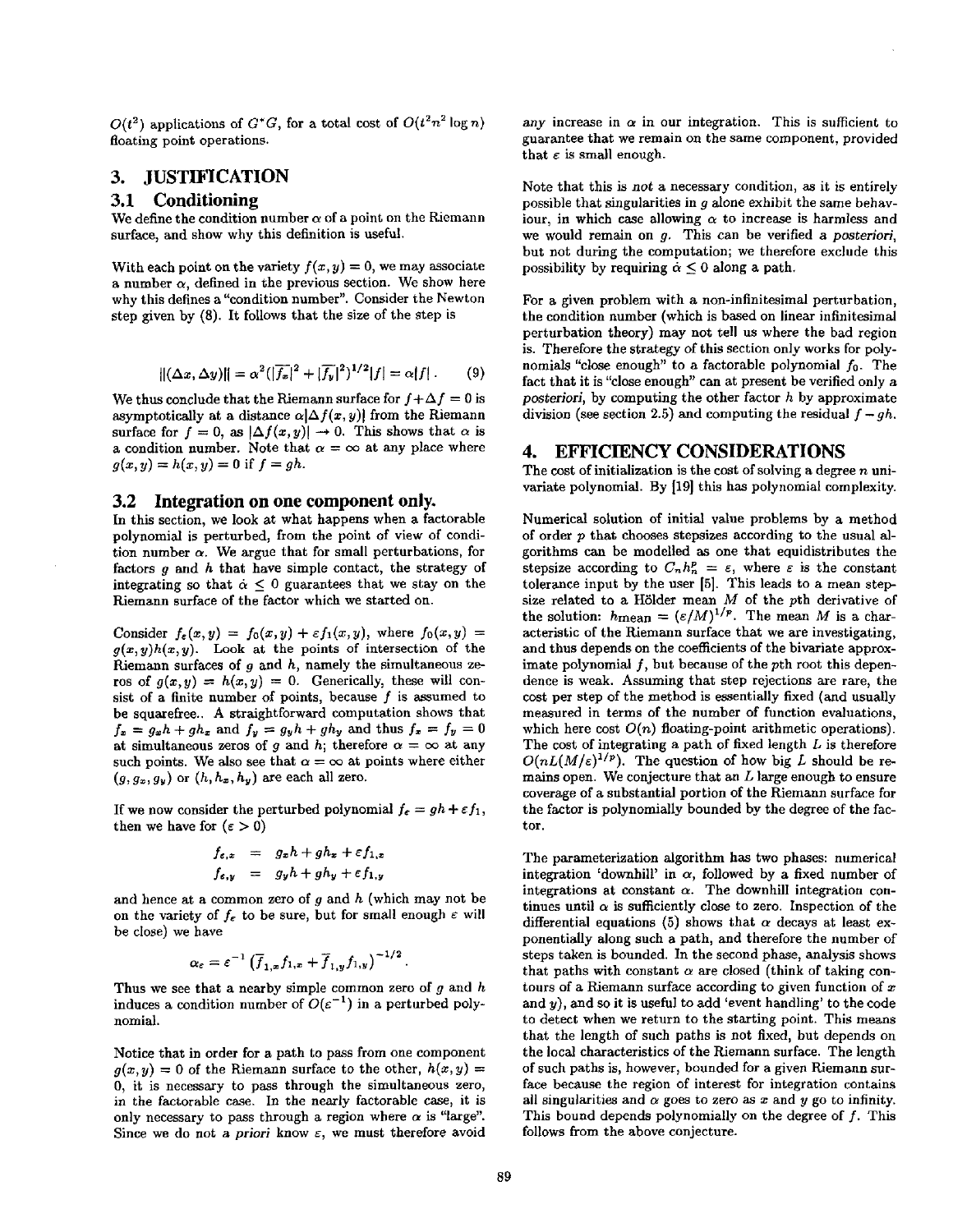$O(t^2)$ applications of $G^*G$, for a total cost of $O(t^2n^2 \log n)$ floating point operations.

## 3. JUSTIFICATION

### 3.1 Conditioning

We define the condition number $\alpha$ of a point on the Riemann surface, and show why this definition is useful.

With each point on the variety $f(x,y) = 0$, we may associate a number $\alpha$, defined in the previous section. We show here why this defines a "condition number". Consider the Newton step given by (8). It follows that the size of the step is

$$\|(\Delta x, \Delta y)\| = \alpha^2(|\overline{f_x}|^2 + |\overline{f_y}|^2)^{1/2}|f| = \alpha|f|. \tag{9}$$

We thus conclude that the Riemann surface for $f + \Delta f = 0$ is asymptotically at a distance $\alpha|\Delta f(x,y)|$ from the Riemann surface for $f = 0$, as $|\Delta f(x,y)| \to 0$. This shows that $\alpha$ is a condition number. Note that $\alpha = \infty$ at any place where $g(x,y) = h(x,y) = 0$ if $f = gh$.

### 3.2 Integration on one component only.

In this section, we look at what happens when a factorable polynomial is perturbed, from the point of view of condition number $\alpha$. We argue that for small perturbations, for factors $g$ and $h$ that have simple contact, the strategy of integrating so that $\dot{\alpha} \le 0$ guarantees that we stay on the Riemann surface of the factor which we started on.

Consider $f_\varepsilon(x,y) = f_0(x,y) + \varepsilon f_1(x,y)$, where $f_0(x,y) = g(x,y)h(x,y)$. Look at the points of intersection of the Riemann surfaces of $g$ and $h$, namely the simultaneous zeros of $g(x,y) = h(x,y) = 0$. Generically, these will consist of a finite number of points, because $f$ is assumed to be squarefree.. A straightforward computation shows that $f_x = g_xh + gh_x$ and $f_y = g_yh + gh_y$ and thus $f_x = f_y = 0$ at simultaneous zeros of $g$ and $h$; therefore $\alpha = \infty$ at any such points. We also see that $\alpha = \infty$ at points where either $(g, g_x, g_y)$ or $(h, h_x, h_y)$ are each all zero.

If we now consider the perturbed polynomial $f_\varepsilon = gh + \varepsilon f_1$, then we have for $(\varepsilon > 0)$

$$\begin{aligned} f_{\varepsilon,x} &= g_xh + gh_x + \varepsilon f_{1,x} \\ f_{\varepsilon,y} &= g_yh + gh_y + \varepsilon f_{1,y} \end{aligned}$$

and hence at a common zero of $g$ and $h$ (which may not be on the variety of $f_\varepsilon$ to be sure, but for small enough $\varepsilon$ will be close) we have

$$\alpha_\varepsilon = \varepsilon^{-1}\left(\overline{f}_{1,x}f_{1,x} + \overline{f}_{1,y}f_{1,y}\right)^{-1/2}.$$

Thus we see that a nearby simple common zero of $g$ and $h$ induces a condition number of $O(\varepsilon^{-1})$ in a perturbed polynomial.

Notice that in order for a path to pass from one component $g(x,y) = 0$ of the Riemann surface to the other, $h(x,y) = 0$, it is necessary to pass through the simultaneous zero, in the factorable case. In the nearly factorable case, it is only necessary to pass through a region where $\alpha$ is "large". Since we do not *a priori* know $\varepsilon$, we must therefore avoid *any* increase in $\alpha$ in our integration. This is sufficient to guarantee that we remain on the same component, provided that $\varepsilon$ is small enough.

Note that this is *not* a necessary condition, as it is entirely possible that singularities in $g$ alone exhibit the same behaviour, in which case allowing $\alpha$ to increase is harmless and we would remain on $g$. This can be verified *a posteriori*, but not during the computation; we therefore exclude this possibility by requiring $\dot{\alpha} \le 0$ along a path.

For a given problem with a non-infinitesimal perturbation, the condition number (which is based on linear infinitesimal perturbation theory) may not tell us where the bad region is. Therefore the strategy of this section only works for polynomials "close enough" to a factorable polynomial $f_0$. The fact that it is "close enough" can at present be verified only *a posteriori*, by computing the other factor $h$ by approximate division (see section 2.5) and computing the residual $f - gh$.

## 4. EFFICIENCY CONSIDERATIONS

The cost of initialization is the cost of solving a degree $n$ univariate polynomial. By [19] this has polynomial complexity.

Numerical solution of initial value problems by a method of order $p$ that chooses stepsizes according to the usual algorithms can be modelled as one that equidistributes the stepsize according to $C_nh_n^p = \varepsilon$, where $\varepsilon$ is the constant tolerance input by the user [5]. This leads to a mean stepsize related to a Hölder mean $M$ of the $p$th derivative of the solution: $h_{\text{mean}} = (\varepsilon/M)^{1/p}$. The mean $M$ is a characteristic of the Riemann surface that we are investigating, and thus depends on the coefficients of the bivariate approximate polynomial $f$, but because of the $p$th root this dependence is weak. Assuming that step rejections are rare, the cost per step of the method is essentially fixed (and usually measured in terms of the number of function evaluations, which here cost $O(n)$ floating-point arithmetic operations). The cost of integrating a path of fixed length $L$ is therefore $O(nL(M/\varepsilon)^{1/p})$. The question of how big $L$ should be remains open. We conjecture that an $L$ large enough to ensure coverage of a substantial portion of the Riemann surface for the factor is polynomially bounded by the degree of the factor.

The parameterization algorithm has two phases: numerical integration 'downhill' in $\alpha$, followed by a fixed number of integrations at constant $\alpha$. The downhill integration continues until $\alpha$ is sufficiently close to zero. Inspection of the differential equations (5) shows that $\alpha$ decays at least exponentially along such a path, and therefore the number of steps taken is bounded. In the second phase, analysis shows that paths with constant $\alpha$ are closed (think of taking contours of a Riemann surface according to given function of $x$ and $y$), and so it is useful to add 'event handling' to the code to detect when we return to the starting point. This means that the length of such paths is not fixed, but depends on the local characteristics of the Riemann surface. The length of such paths is, however, bounded for a given Riemann surface because the region of interest for integration contains all singularities and $\alpha$ goes to zero as $x$ and $y$ go to infinity. This bound depends polynomially on the degree of $f$. This follows from the above conjecture.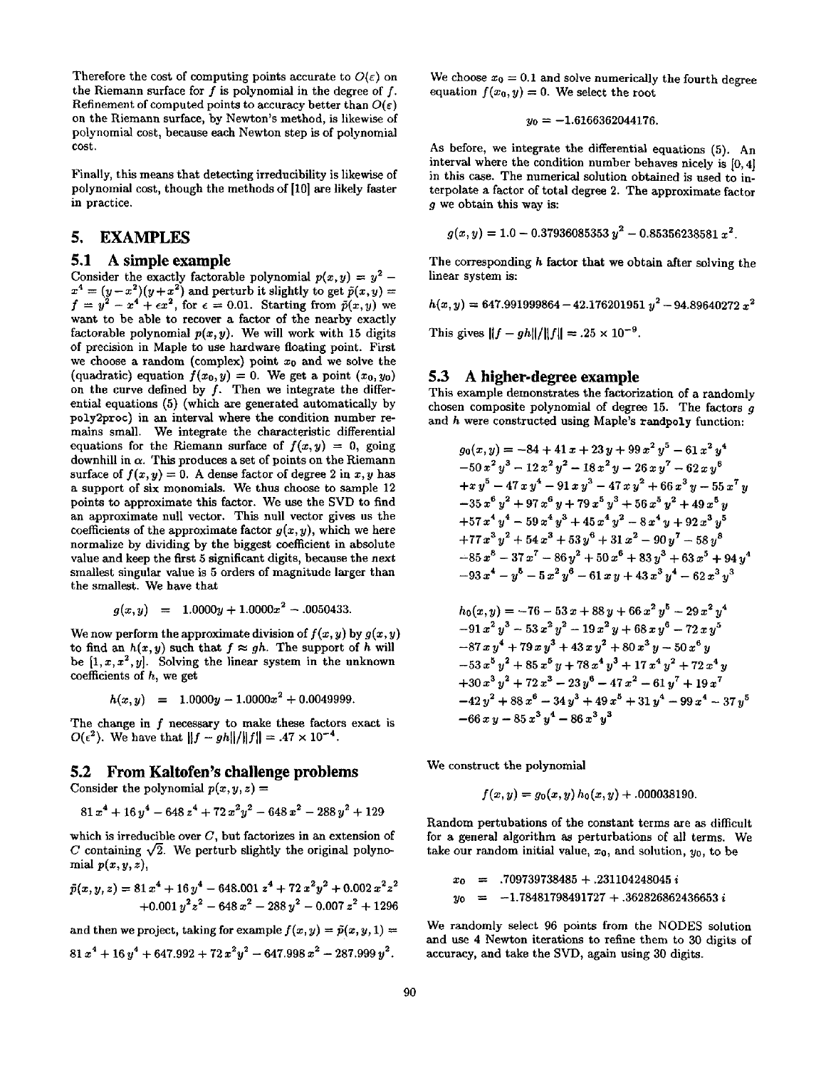Therefore the cost of computing points accurate to $O(\epsilon)$ on the Riemann surface for $f$ is polynomial in the degree of $f$. Refinement of computed points to accuracy better than $O(\epsilon)$ on the Riemann surface, by Newton's method, is likewise of polynomial cost, because each Newton step is of polynomial cost.

Finally, this means that detecting irreducibility is likewise of polynomial cost, though the methods of [10] are likely faster in practice.

## 5. EXAMPLES

### 5.1 A simple example

Consider the exactly factorable polynomial $p(x,y) = y^2 - x^4 = (y-x^2)(y+x^2)$ and perturb it slightly to get $\tilde{p}(x,y) = f = y^2 - x^4 + \epsilon x^2$, for $\epsilon = 0.01$. Starting from $\tilde{p}(x,y)$ we want to be able to recover a factor of the nearby exactly factorable polynomial $p(x,y)$. We will work with 15 digits of precision in Maple to use hardware floating point. First we choose a random (complex) point $x_0$ and we solve the (quadratic) equation $f(x_0, y) = 0$. We get a point $(x_0, y_0)$ on the curve defined by $f$. Then we integrate the differential equations (5) (which are generated automatically by poly2proc) in an interval where the condition number remains small. We integrate the characteristic differential equations for the Riemann surface of $f(x,y) = 0$, going downhill in $\alpha$. This produces a set of points on the Riemann surface of $f(x,y) = 0$. A dense factor of degree 2 in $x, y$ has a support of six monomials. We thus choose to sample 12 points to approximate this factor. We use the SVD to find an approximate null vector. This null vector gives us the coefficients of the approximate factor $g(x,y)$, which we here normalize by dividing by the biggest coefficient in absolute value and keep the first 5 significant digits, because the next smallest singular value is 5 orders of magnitude larger than the smallest. We have that

$$g(x,y) = 1.0000y + 1.0000x^2 - .0050433.$$

We now perform the approximate division of $f(x,y)$ by $g(x,y)$ to find an $h(x,y)$ such that $f \approx gh$. The support of $h$ will be $[1, x, x^2, y]$. Solving the linear system in the unknown coefficients of $h$, we get

$$h(x,y) = 1.0000y - 1.0000x^2 + 0.0049999.$$

The change in $f$ necessary to make these factors exact is $O(\epsilon^2)$. We have that $\|f - gh\|/\|f\| = .47 \times 10^{-4}$.

### 5.2 From Kaltofen's challenge problems

Consider the polynomial $p(x,y,z) =$

$$81\,x^4 + 16\,y^4 - 648\,z^4 + 72\,x^2y^2 - 648\,x^2 - 288\,y^2 + 129$$

which is irreducible over $C$, but factorizes in an extension of $C$ containing $\sqrt{2}$. We perturb slightly the original polynomial $p(x,y,z)$,

$$\tilde{p}(x,y,z) = 81\,x^4 + 16\,y^4 - 648.001\,z^4 + 72\,x^2y^2 + 0.002\,x^2z^2 + 0.001\,y^2z^2 - 648\,x^2 - 288\,y^2 - 0.007\,z^2 + 1296$$

and then we project, taking for example $f(x,y) = \tilde{p}(x,y,1) = 81\,x^4 + 16\,y^4 + 647.992 + 72\,x^2y^2 - 647.998\,x^2 - 287.999\,y^2$.

We choose $x_0 = 0.1$ and solve numerically the fourth degree equation $f(x_0, y) = 0$. We select the root

$$y_0 = -1.6166362044176.$$

As before, we integrate the differential equations (5). An interval where the condition number behaves nicely is $[0,4]$ in this case. The numerical solution obtained is used to interpolate a factor of total degree 2. The approximate factor $g$ we obtain this way is:

$$g(x,y) = 1.0 - 0.37936085353\,y^2 - 0.85356238581\,x^2.$$

The corresponding $h$ factor that we obtain after solving the linear system is:

$$h(x,y) = 647.991999864 - 42.176201951\,y^2 - 94.89640272\,x^2$$

This gives $\|f - gh\|/\|f\| = .25 \times 10^{-9}$.

### 5.3 A higher-degree example

This example demonstrates the factorization of a randomly chosen composite polynomial of degree 15. The factors $g$ and $h$ were constructed using Maple's randpoly function:

$$\begin{aligned}
g_0(x,y) = {} & -84 + 41\,x + 23\,y + 99\,x^2y^5 - 61\,x^2y^4 \\
& -50\,x^2y^3 - 12\,x^2y^2 - 18\,x^2y - 26\,xy^7 - 62\,xy^6 \\
& +xy^5 - 47\,xy^4 - 91\,xy^3 - 47\,xy^2 + 66\,x^3y - 55\,x^7y \\
& -35\,x^6y^2 + 97\,x^6y + 79\,x^5y^3 + 56\,x^5y^2 + 49\,x^5y \\
& +57\,x^4y^4 - 59\,x^4y^3 + 45\,x^4y^2 - 8\,x^4y + 92\,x^3y^5 \\
& +77\,x^3y^2 + 54\,x^3 + 53\,y^6 + 31\,x^2 - 90\,y^7 - 58\,y^8 \\
& -85\,x^8 - 37\,x^7 - 86\,y^2 + 50\,x^6 + 83\,y^3 + 63\,x^5 + 94\,y^4 \\
& -93\,x^4 - y^5 - 5\,x^2y^6 - 61\,xy + 43\,x^3y^4 - 62\,x^3y^3
\end{aligned}$$

$$\begin{aligned}
h_0(x,y) = {} & -76 - 53\,x + 88\,y + 66\,x^2y^5 - 29\,x^2y^4 \\
& -91\,x^2y^3 - 53\,x^2y^2 - 19\,x^2y + 68\,xy^6 - 72\,xy^5 \\
& -87\,xy^4 + 79\,xy^3 + 43\,xy^2 + 80\,x^3y - 50\,x^6y \\
& -53\,x^5y^2 + 85\,x^5y + 78\,x^4y^3 + 17\,x^4y^2 + 72\,x^4y \\
& +30\,x^3y^2 + 72\,x^3 - 23\,y^6 - 47\,x^2 - 61\,y^7 + 19\,x^7 \\
& -42\,y^2 + 88\,x^6 - 34\,y^3 + 49\,x^5 + 31\,y^4 - 99\,x^4 - 37\,y^5 \\
& -66\,xy - 85\,x^3y^4 - 86\,x^3y^3
\end{aligned}$$

We construct the polynomial

$$f(x,y) = g_0(x,y)\,h_0(x,y) + .000038190.$$

Random pertubations of the constant terms are as difficult for a general algorithm as perturbations of all terms. We take our random initial value, $x_0$, and solution, $y_0$, to be

$$\begin{aligned}
x_0 &= .709739738485 + .231104248045\,i \\
y_0 &= -1.78481798491727 + .362826862436653\,i
\end{aligned}$$

We randomly select 96 points from the NODES solution and use 4 Newton iterations to refine them to 30 digits of accuracy, and take the SVD, again using 30 digits.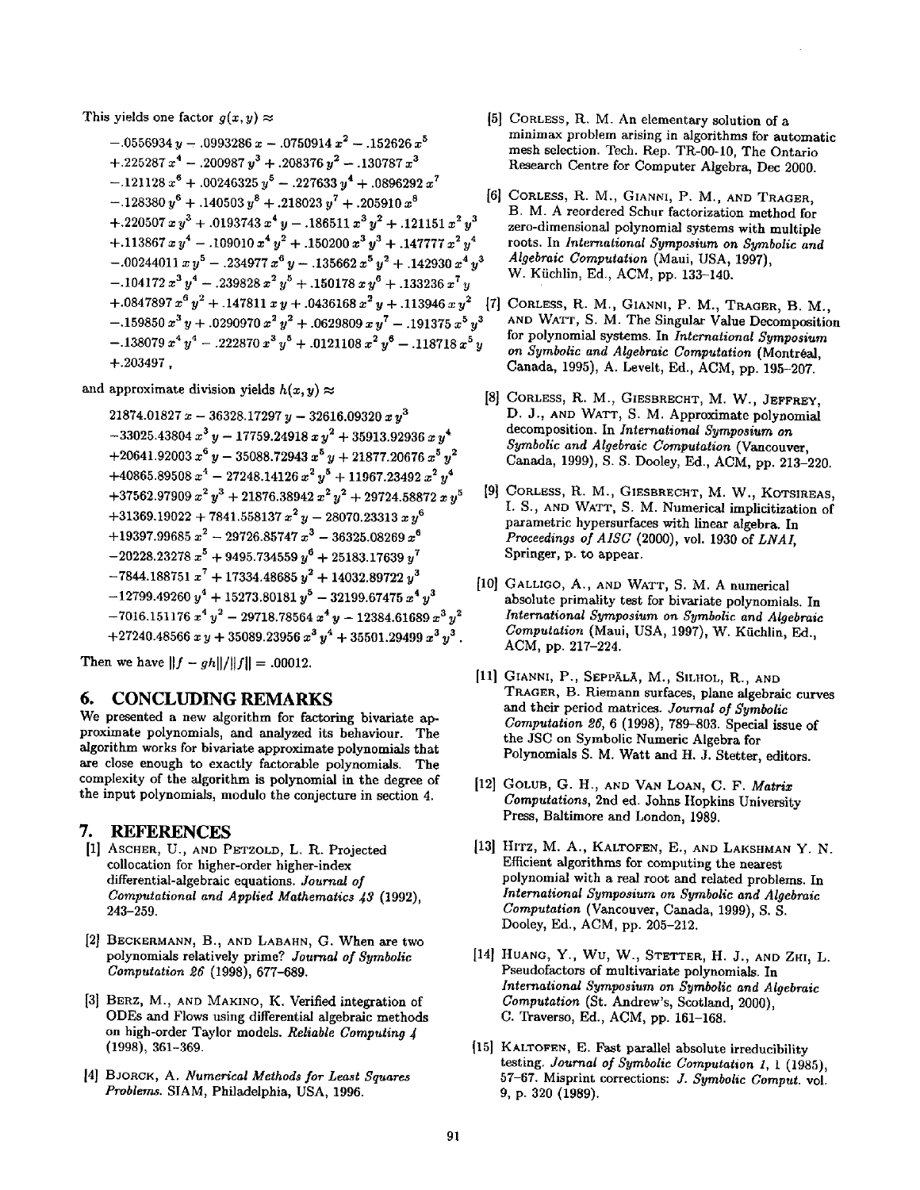This yields one factor $g(x,y) \approx$

$$
\begin{aligned}
&-.0556934\,y - .0993286\,x - .0750914\,x^2 - .152626\,x^5 \\
&+.225287\,x^4 - .200987\,y^3 + .208376\,y^2 - .130787\,x^3 \\
&-.121128\,x^6 + .00246325\,y^5 - .227633\,y^4 + .0896292\,x^7 \\
&-.128380\,y^6 + .140503\,y^8 + .218023\,y^7 + .205910\,x^8 \\
&+.220507\,x\,y^3 + .0193743\,x^4\,y - .186511\,x^3\,y^2 + .121151\,x^2\,y^3 \\
&+.113867\,x\,y^4 - .109010\,x^4\,y^2 + .150200\,x^3\,y^3 + .147777\,x^2\,y^4 \\
&-.00244011\,x\,y^5 - .234977\,x^6\,y - .135662\,x^5\,y^2 + .142930\,x^4\,y^3 \\
&-.104172\,x^3\,y^4 - .239828\,x^2\,y^5 + .150178\,x\,y^6 + .133236\,x^7\,y \\
&+.0847897\,x^6\,y^2 + .147811\,x\,y + .0436168\,x^2\,y + .113946\,x\,y^2 \\
&-.159850\,x^3\,y + .0290970\,x^2\,y^2 + .0629809\,x\,y^7 - .191375\,x^5\,y^3 \\
&-.138079\,x^4\,y^4 - .222870\,x^3\,y^5 + .0121108\,x^2\,y^6 - .118718\,x^5\,y \\
&+.203497\,,
\end{aligned}
$$

and approximate division yields $h(x,y) \approx$

$$
\begin{aligned}
&21874.01827\,x - 36328.17297\,y - 32616.09320\,x\,y^3 \\
&-33025.43804\,x^3\,y - 17759.24918\,x\,y^2 + 35913.92936\,x\,y^4 \\
&+20641.92003\,x^6\,y - 35088.72943\,x^5\,y + 21877.20676\,x^5\,y^2 \\
&+40865.89508\,x^4 - 27248.14126\,x^2\,y^5 + 11967.23492\,x^2\,y^4 \\
&+37562.97909\,x^2\,y^3 + 21876.38942\,x^2\,y^2 + 29724.58872\,x\,y^5 \\
&+31369.19022 + 7841.558137\,x^2\,y - 28070.23313\,x\,y^6 \\
&+19397.99685\,x^2 - 29726.85747\,x^3 - 36325.08269\,x^6 \\
&-20228.23278\,x^5 + 9495.734559\,y^6 + 25183.17639\,y^7 \\
&-7844.188751\,x^7 + 17334.48685\,y^2 + 14032.89722\,y^3 \\
&-12799.49260\,y^4 + 15273.80181\,y^5 - 32199.67475\,x^4\,y^3 \\
&-7016.151176\,x^4\,y^2 - 29718.78564\,x^4\,y - 12384.61689\,x^3\,y^2 \\
&+27240.48566\,x\,y + 35089.23956\,x^3\,y^4 + 35501.29499\,x^3\,y^3\,.
\end{aligned}
$$

Then we have $\|f - gh\|/\|f\| = .00012$.

## 6. CONCLUDING REMARKS

We presented a new algorithm for factoring bivariate approximate polynomials, and analyzed its behaviour. The algorithm works for bivariate approximate polynomials that are close enough to exactly factorable polynomials. The complexity of the algorithm is polynomial in the degree of the input polynomials, modulo the conjecture in section 4.

## 7. REFERENCES

[1] Ascher, U., and Petzold, L. R. Projected collocation for higher-order higher-index differential-algebraic equations. *Journal of Computational and Applied Mathematics 43* (1992), 243–259.

[2] Beckermann, B., and Labahn, G. When are two polynomials relatively prime? *Journal of Symbolic Computation 26* (1998), 677–689.

[3] Berz, M., and Makino, K. Verified integration of ODEs and Flows using differential algebraic methods on high-order Taylor models. *Reliable Computing 4* (1998), 361–369.

[4] Bjorck, A. *Numerical Methods for Least Squares Problems.* SIAM, Philadelphia, USA, 1996.

[5] Corless, R. M. An elementary solution of a minimax problem arising in algorithms for automatic mesh selection. Tech. Rep. TR-00-10, The Ontario Research Centre for Computer Algebra, Dec 2000.

[6] Corless, R. M., Gianni, P. M., and Trager, B. M. A reordered Schur factorization method for zero-dimensional polynomial systems with multiple roots. In *International Symposium on Symbolic and Algebraic Computation* (Maui, USA, 1997), W. Küchlin, Ed., ACM, pp. 133–140.

[7] Corless, R. M., Gianni, P. M., Trager, B. M., and Watt, S. M. The Singular Value Decomposition for polynomial systems. In *International Symposium on Symbolic and Algebraic Computation* (Montréal, Canada, 1995), A. Levelt, Ed., ACM, pp. 195–207.

[8] Corless, R. M., Giesbrecht, M. W., Jeffrey, D. J., and Watt, S. M. Approximate polynomial decomposition. In *International Symposium on Symbolic and Algebraic Computation* (Vancouver, Canada, 1999), S. S. Dooley, Ed., ACM, pp. 213–220.

[9] Corless, R. M., Giesbrecht, M. W., Kotsireas, I. S., and Watt, S. M. Numerical implicitization of parametric hypersurfaces with linear algebra. In *Proceedings of AISC* (2000), vol. 1930 of *LNAI*, Springer, p. to appear.

[10] Galligo, A., and Watt, S. M. A numerical absolute primality test for bivariate polynomials. In *International Symposium on Symbolic and Algebraic Computation* (Maui, USA, 1997), W. Küchlin, Ed., ACM, pp. 217–224.

[11] Gianni, P., Seppälä, M., Silhol, R., and Trager, B. Riemann surfaces, plane algebraic curves and their period matrices. *Journal of Symbolic Computation 26*, 6 (1998), 789–803. Special issue of the JSC on Symbolic Numeric Algebra for Polynomials S. M. Watt and H. J. Stetter, editors.

[12] Golub, G. H., and Van Loan, C. F. *Matrix Computations*, 2nd ed. Johns Hopkins University Press, Baltimore and London, 1989.

[13] Hitz, M. A., Kaltofen, E., and Lakshman Y. N. Efficient algorithms for computing the nearest polynomial with a real root and related problems. In *International Symposium on Symbolic and Algebraic Computation* (Vancouver, Canada, 1999), S. S. Dooley, Ed., ACM, pp. 205–212.

[14] Huang, Y., Wu, W., Stetter, H. J., and Zhi, L. Pseudofactors of multivariate polynomials. In *International Symposium on Symbolic and Algebraic Computation* (St. Andrew's, Scotland, 2000), C. Traverso, Ed., ACM, pp. 161–168.

[15] Kaltofen, E. Fast parallel absolute irreducibility testing. *Journal of Symbolic Computation 1*, 1 (1985), 57–67. Misprint corrections: *J. Symbolic Comput.* vol. 9, p. 320 (1989).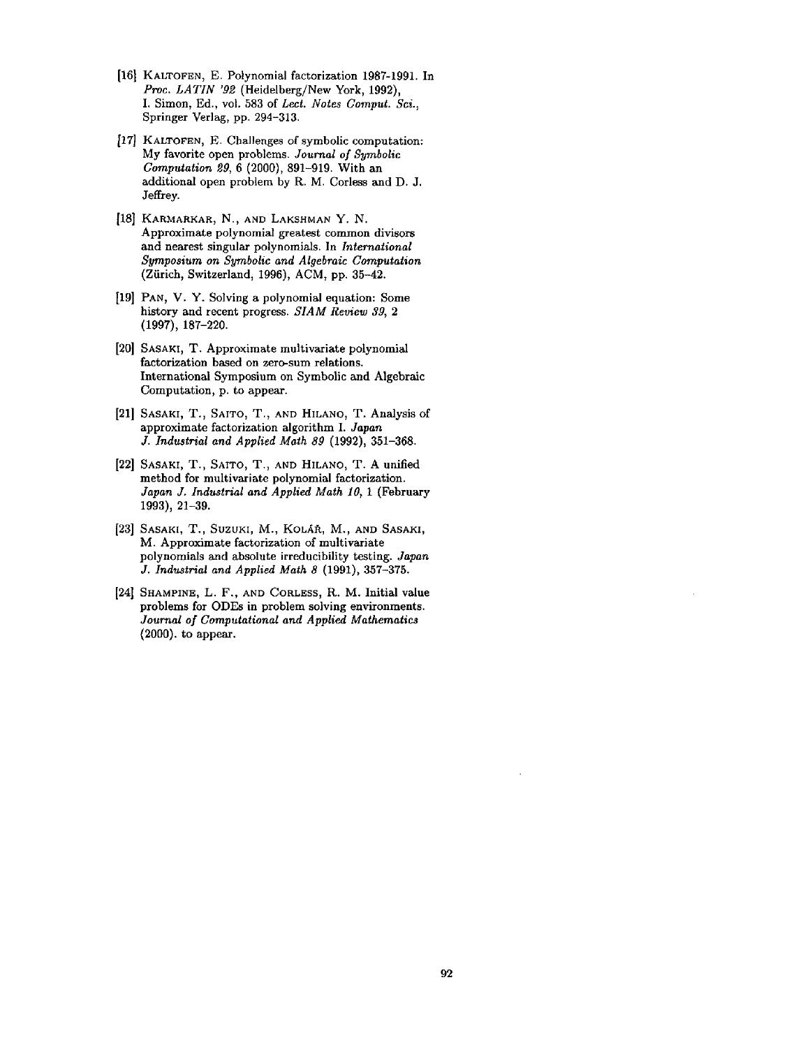[16] KALTOFEN, E. Polynomial factorization 1987-1991. In *Proc. LATIN '92* (Heidelberg/New York, 1992), I. Simon, Ed., vol. 583 of *Lect. Notes Comput. Sci.*, Springer Verlag, pp. 294–313.

[17] KALTOFEN, E. Challenges of symbolic computation: My favorite open problems. *Journal of Symbolic Computation 29*, 6 (2000), 891–919. With an additional open problem by R. M. Corless and D. J. Jeffrey.

[18] KARMARKAR, N., AND LAKSHMAN Y. N. Approximate polynomial greatest common divisors and nearest singular polynomials. In *International Symposium on Symbolic and Algebraic Computation* (Zürich, Switzerland, 1996), ACM, pp. 35–42.

[19] PAN, V. Y. Solving a polynomial equation: Some history and recent progress. *SIAM Review 39*, 2 (1997), 187–220.

[20] SASAKI, T. Approximate multivariate polynomial factorization based on zero-sum relations. International Symposium on Symbolic and Algebraic Computation, p. to appear.

[21] SASAKI, T., SAITO, T., AND HILANO, T. Analysis of approximate factorization algorithm I. *Japan J. Industrial and Applied Math 89* (1992), 351–368.

[22] SASAKI, T., SAITO, T., AND HILANO, T. A unified method for multivariate polynomial factorization. *Japan J. Industrial and Applied Math 10*, 1 (February 1993), 21–39.

[23] SASAKI, T., SUZUKI, M., KOLÁŘ, M., AND SASAKI, M. Approximate factorization of multivariate polynomials and absolute irreducibility testing. *Japan J. Industrial and Applied Math 8* (1991), 357–375.

[24] SHAMPINE, L. F., AND CORLESS, R. M. Initial value problems for ODEs in problem solving environments. *Journal of Computational and Applied Mathematics* (2000). to appear.